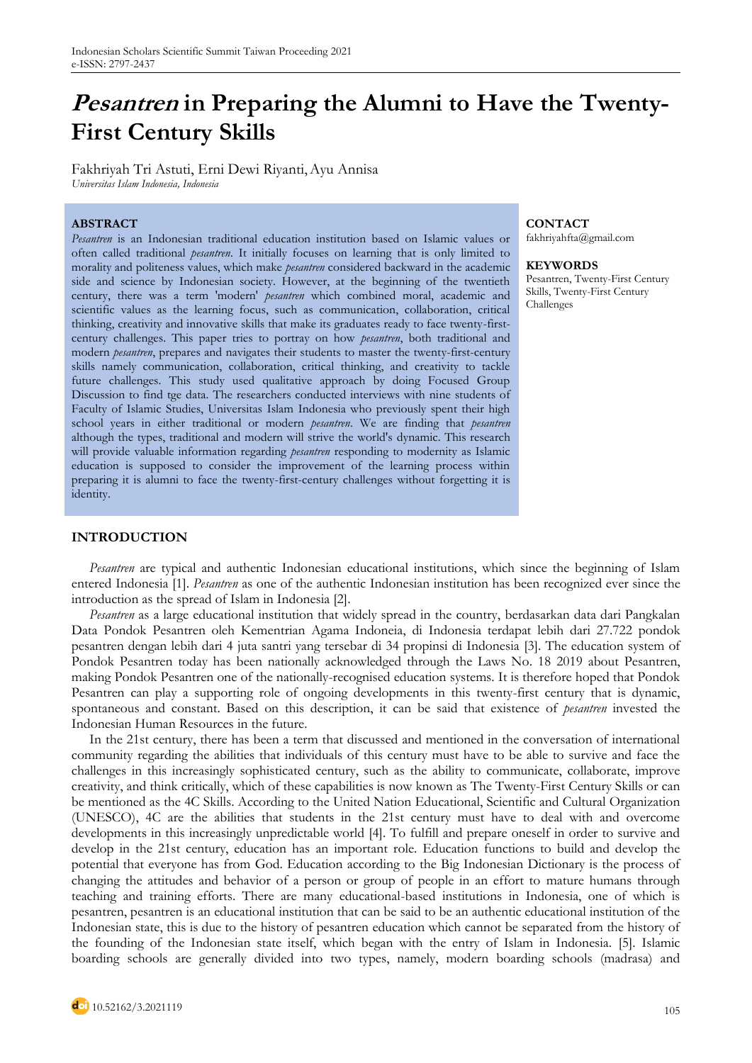# *Pesantren* in Preparing the Alumni to Have the Twenty-First Century Skills

Fakhriyah Tri Astuti, Erni Dewi Riyanti, Ayu Annisa

*Universitas Islam Indonesia, Indonesia*

## ABSTRACT

*Pesantren* is an Indonesian traditional education institution based on Islamic values or often called traditional *pesantren*. It initially focuses on learning that is only limited to morality and politeness values, which make *pesantren* considered backward in the academic side and science by Indonesian society. However, at the beginning of the twentieth century, there was a term 'modern' *pesantren* which combined moral, academic and scientific values as the learning focus, such as communication, collaboration, critical thinking, creativity and innovative skills that make its graduates ready to face twenty-first-century challenges. This paper tries to portray on how *pesantren*, both traditional and modern *pesantren*, prepares and navigates their students to master the twenty-first-century skills namely communication, collaboration, critical thinking, and creativity to tackle future challenges. This study used qualitative approach by doing Focused Group Discussion to find tge data. The researchers conducted interviews with nine students of Faculty of Islamic Studies, Universitas Islam Indonesia who previously spent their high school years in either traditional or modern *pesantren*. We are finding that *pesantren* although the types, traditional and modern will strive the world's dynamic. This research will provide valuable information regarding *pesantren* responding to modernity as Islamic education is supposed to consider the improvement of the learning process within preparing it is alumni to face the twenty-first-century challenges without forgetting it is identity.

**CONTACT**
fakhriyahfta@gmail.com

**KEYWORDS**
Pesantren, Twenty-First Century Skills, Twenty-First Century Challenges

## INTRODUCTION

*Pesantren* are typical and authentic Indonesian educational institutions, which since the beginning of Islam entered Indonesia [1]. *Pesantren* as one of the authentic Indonesian institution has been recognized ever since the introduction as the spread of Islam in Indonesia [2].

*Pesantren* as a large educational institution that widely spread in the country, berdasarkan data dari Pangkalan Data Pondok Pesantren oleh Kementrian Agama Indoneia, di Indonesia terdapat lebih dari 27.722 pondok pesantren dengan lebih dari 4 juta santri yang tersebar di 34 propinsi di Indonesia [3]. The education system of Pondok Pesantren today has been nationally acknowledged through the Laws No. 18 2019 about Pesantren, making Pondok Pesantren one of the nationally-recognised education systems. It is therefore hoped that Pondok Pesantren can play a supporting role of ongoing developments in this twenty-first century that is dynamic, spontaneous and constant. Based on this description, it can be said that existence of *pesantren* invested the Indonesian Human Resources in the future.

In the 21st century, there has been a term that discussed and mentioned in the conversation of international community regarding the abilities that individuals of this century must have to be able to survive and face the challenges in this increasingly sophisticated century, such as the ability to communicate, collaborate, improve creativity, and think critically, which of these capabilities is now known as The Twenty-First Century Skills or can be mentioned as the 4C Skills. According to the United Nation Educational, Scientific and Cultural Organization (UNESCO), 4C are the abilities that students in the 21st century must have to deal with and overcome developments in this increasingly unpredictable world [4]. To fulfill and prepare oneself in order to survive and develop in the 21st century, education has an important role. Education functions to build and develop the potential that everyone has from God. Education according to the Big Indonesian Dictionary is the process of changing the attitudes and behavior of a person or group of people in an effort to mature humans through teaching and training efforts. There are many educational-based institutions in Indonesia, one of which is pesantren, pesantren is an educational institution that can be said to be an authentic educational institution of the Indonesian state, this is due to the history of pesantren education which cannot be separated from the history of the founding of the Indonesian state itself, which began with the entry of Islam in Indonesia. [5]. Islamic boarding schools are generally divided into two types, namely, modern boarding schools (madrasa) and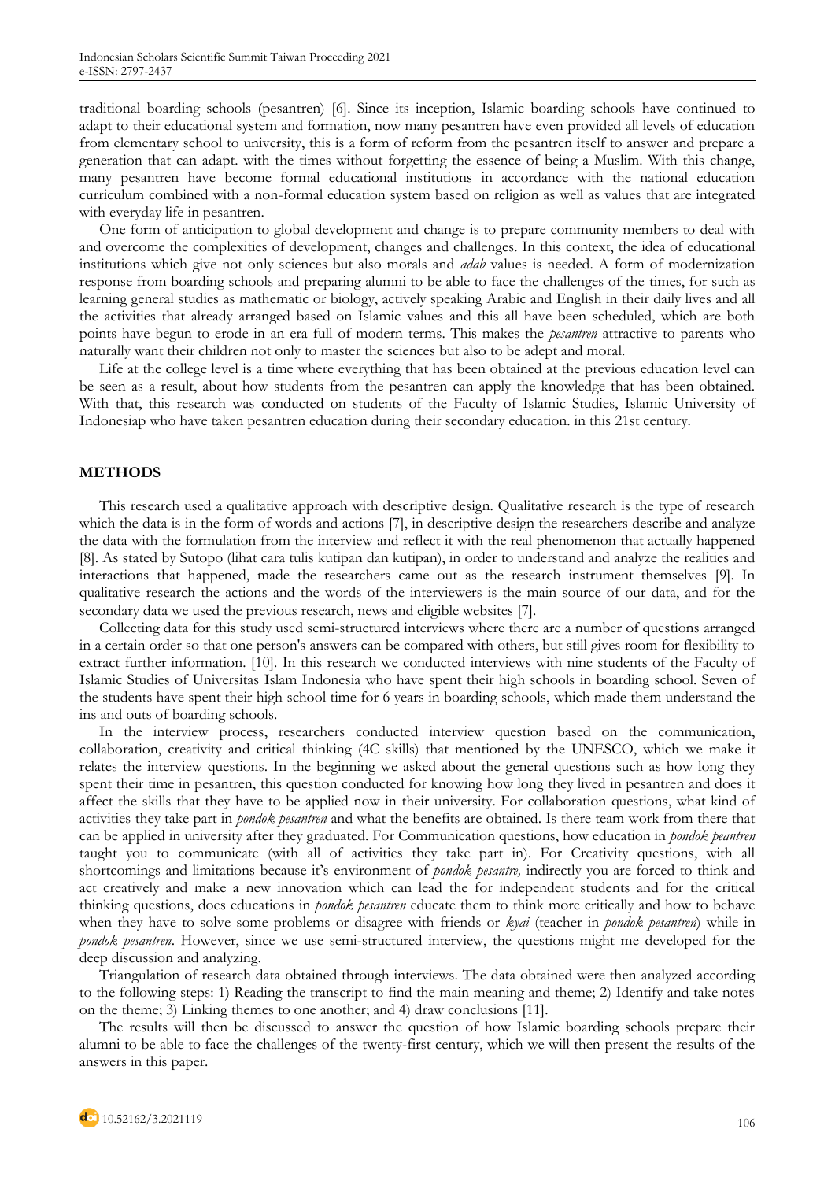traditional boarding schools (pesantren) [6]. Since its inception, Islamic boarding schools have continued to adapt to their educational system and formation, now many pesantren have even provided all levels of education from elementary school to university, this is a form of reform from the pesantren itself to answer and prepare a generation that can adapt. with the times without forgetting the essence of being a Muslim. With this change, many pesantren have become formal educational institutions in accordance with the national education curriculum combined with a non-formal education system based on religion as well as values that are integrated with everyday life in pesantren.

One form of anticipation to global development and change is to prepare community members to deal with and overcome the complexities of development, changes and challenges. In this context, the idea of educational institutions which give not only sciences but also morals and *adab* values is needed. A form of modernization response from boarding schools and preparing alumni to be able to face the challenges of the times, for such as learning general studies as mathematic or biology, actively speaking Arabic and English in their daily lives and all the activities that already arranged based on Islamic values and this all have been scheduled, which are both points have begun to erode in an era full of modern terms. This makes the *pesantren* attractive to parents who naturally want their children not only to master the sciences but also to be adept and moral.

Life at the college level is a time where everything that has been obtained at the previous education level can be seen as a result, about how students from the pesantren can apply the knowledge that has been obtained. With that, this research was conducted on students of the Faculty of Islamic Studies, Islamic University of Indonesiap who have taken pesantren education during their secondary education. in this 21st century.

## METHODS

This research used a qualitative approach with descriptive design. Qualitative research is the type of research which the data is in the form of words and actions [7], in descriptive design the researchers describe and analyze the data with the formulation from the interview and reflect it with the real phenomenon that actually happened [8]. As stated by Sutopo (lihat cara tulis kutipan dan kutipan), in order to understand and analyze the realities and interactions that happened, made the researchers came out as the research instrument themselves [9]. In qualitative research the actions and the words of the interviewers is the main source of our data, and for the secondary data we used the previous research, news and eligible websites [7].

Collecting data for this study used semi-structured interviews where there are a number of questions arranged in a certain order so that one person's answers can be compared with others, but still gives room for flexibility to extract further information. [10]. In this research we conducted interviews with nine students of the Faculty of Islamic Studies of Universitas Islam Indonesia who have spent their high schools in boarding school. Seven of the students have spent their high school time for 6 years in boarding schools, which made them understand the ins and outs of boarding schools.

In the interview process, researchers conducted interview question based on the communication, collaboration, creativity and critical thinking (4C skills) that mentioned by the UNESCO, which we make it relates the interview questions. In the beginning we asked about the general questions such as how long they spent their time in pesantren, this question conducted for knowing how long they lived in pesantren and does it affect the skills that they have to be applied now in their university. For collaboration questions, what kind of activities they take part in *pondok pesantren* and what the benefits are obtained. Is there team work from there that can be applied in university after they graduated. For Communication questions, how education in *pondok peantren* taught you to communicate (with all of activities they take part in). For Creativity questions, with all shortcomings and limitations because it's environment of *pondok pesantre,* indirectly you are forced to think and act creatively and make a new innovation which can lead the for independent students and for the critical thinking questions, does educations in *pondok pesantren* educate them to think more critically and how to behave when they have to solve some problems or disagree with friends or *kyai* (teacher in *pondok pesantren*) while in *pondok pesantren*. However, since we use semi-structured interview, the questions might me developed for the deep discussion and analyzing.

Triangulation of research data obtained through interviews. The data obtained were then analyzed according to the following steps: 1) Reading the transcript to find the main meaning and theme; 2) Identify and take notes on the theme; 3) Linking themes to one another; and 4) draw conclusions [11].

The results will then be discussed to answer the question of how Islamic boarding schools prepare their alumni to be able to face the challenges of the twenty-first century, which we will then present the results of the answers in this paper.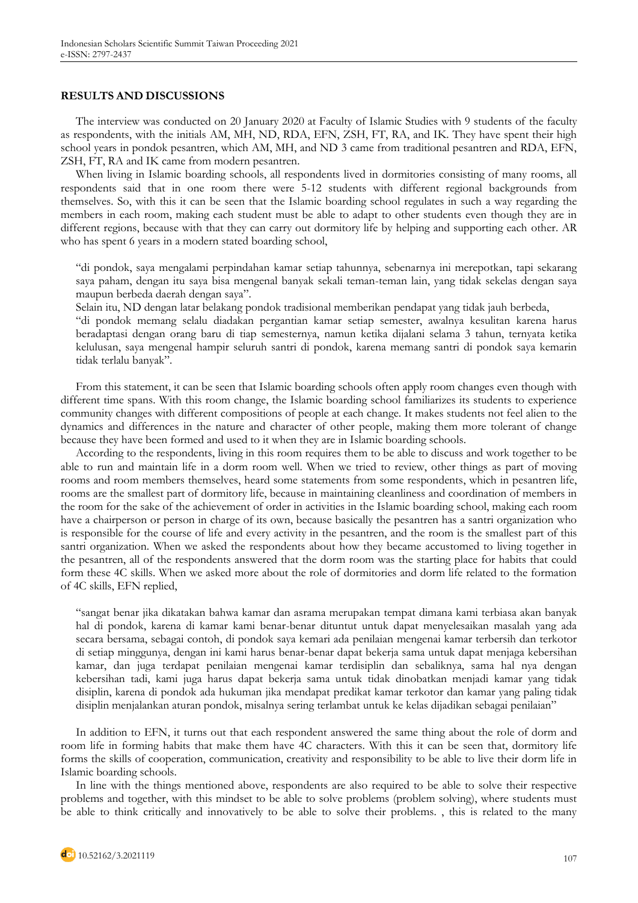## RESULTS AND DISCUSSIONS

The interview was conducted on 20 January 2020 at Faculty of Islamic Studies with 9 students of the faculty as respondents, with the initials AM, MH, ND, RDA, EFN, ZSH, FT, RA, and IK. They have spent their high school years in pondok pesantren, which AM, MH, and ND 3 came from traditional pesantren and RDA, EFN, ZSH, FT, RA and IK came from modern pesantren.

When living in Islamic boarding schools, all respondents lived in dormitories consisting of many rooms, all respondents said that in one room there were 5-12 students with different regional backgrounds from themselves. So, with this it can be seen that the Islamic boarding school regulates in such a way regarding the members in each room, making each student must be able to adapt to other students even though they are in different regions, because with that they can carry out dormitory life by helping and supporting each other. AR who has spent 6 years in a modern stated boarding school,

> "di pondok, saya mengalami perpindahan kamar setiap tahunnya, sebenarnya ini merepotkan, tapi sekarang saya paham, dengan itu saya bisa mengenal banyak sekali teman-teman lain, yang tidak sekelas dengan saya maupun berbeda daerah dengan saya".
>
> Selain itu, ND dengan latar belakang pondok tradisional memberikan pendapat yang tidak jauh berbeda,
>
> "di pondok memang selalu diadakan pergantian kamar setiap semester, awalnya kesulitan karena harus beradaptasi dengan orang baru di tiap semesternya, namun ketika dijalani selama 3 tahun, ternyata ketika kelulusan, saya mengenal hampir seluruh santri di pondok, karena memang santri di pondok saya kemarin tidak terlalu banyak".

From this statement, it can be seen that Islamic boarding schools often apply room changes even though with different time spans. With this room change, the Islamic boarding school familiarizes its students to experience community changes with different compositions of people at each change. It makes students not feel alien to the dynamics and differences in the nature and character of other people, making them more tolerant of change because they have been formed and used to it when they are in Islamic boarding schools.

According to the respondents, living in this room requires them to be able to discuss and work together to be able to run and maintain life in a dorm room well. When we tried to review, other things as part of moving rooms and room members themselves, heard some statements from some respondents, which in pesantren life, rooms are the smallest part of dormitory life, because in maintaining cleanliness and coordination of members in the room for the sake of the achievement of order in activities in the Islamic boarding school, making each room have a chairperson or person in charge of its own, because basically the pesantren has a santri organization who is responsible for the course of life and every activity in the pesantren, and the room is the smallest part of this santri organization. When we asked the respondents about how they became accustomed to living together in the pesantren, all of the respondents answered that the dorm room was the starting place for habits that could form these 4C skills. When we asked more about the role of dormitories and dorm life related to the formation of 4C skills, EFN replied,

> "sangat benar jika dikatakan bahwa kamar dan asrama merupakan tempat dimana kami terbiasa akan banyak hal di pondok, karena di kamar kami benar-benar dituntut untuk dapat menyelesaikan masalah yang ada secara bersama, sebagai contoh, di pondok saya kemari ada penilaian mengenai kamar terbersih dan terkotor di setiap minggunya, dengan ini kami harus benar-benar dapat bekerja sama untuk dapat menjaga kebersihan kamar, dan juga terdapat penilaian mengenai kamar terdisiplin dan sebaliknya, sama hal nya dengan kebersihan tadi, kami juga harus dapat bekerja sama untuk tidak dinobatkan menjadi kamar yang tidak disiplin, karena di pondok ada hukuman jika mendapat predikat kamar terkotor dan kamar yang paling tidak disiplin menjalankan aturan pondok, misalnya sering terlambat untuk ke kelas dijadikan sebagai penilaian"

In addition to EFN, it turns out that each respondent answered the same thing about the role of dorm and room life in forming habits that make them have 4C characters. With this it can be seen that, dormitory life forms the skills of cooperation, communication, creativity and responsibility to be able to live their dorm life in Islamic boarding schools.

In line with the things mentioned above, respondents are also required to be able to solve their respective problems and together, with this mindset to be able to solve problems (problem solving), where students must be able to think critically and innovatively to be able to solve their problems. , this is related to the many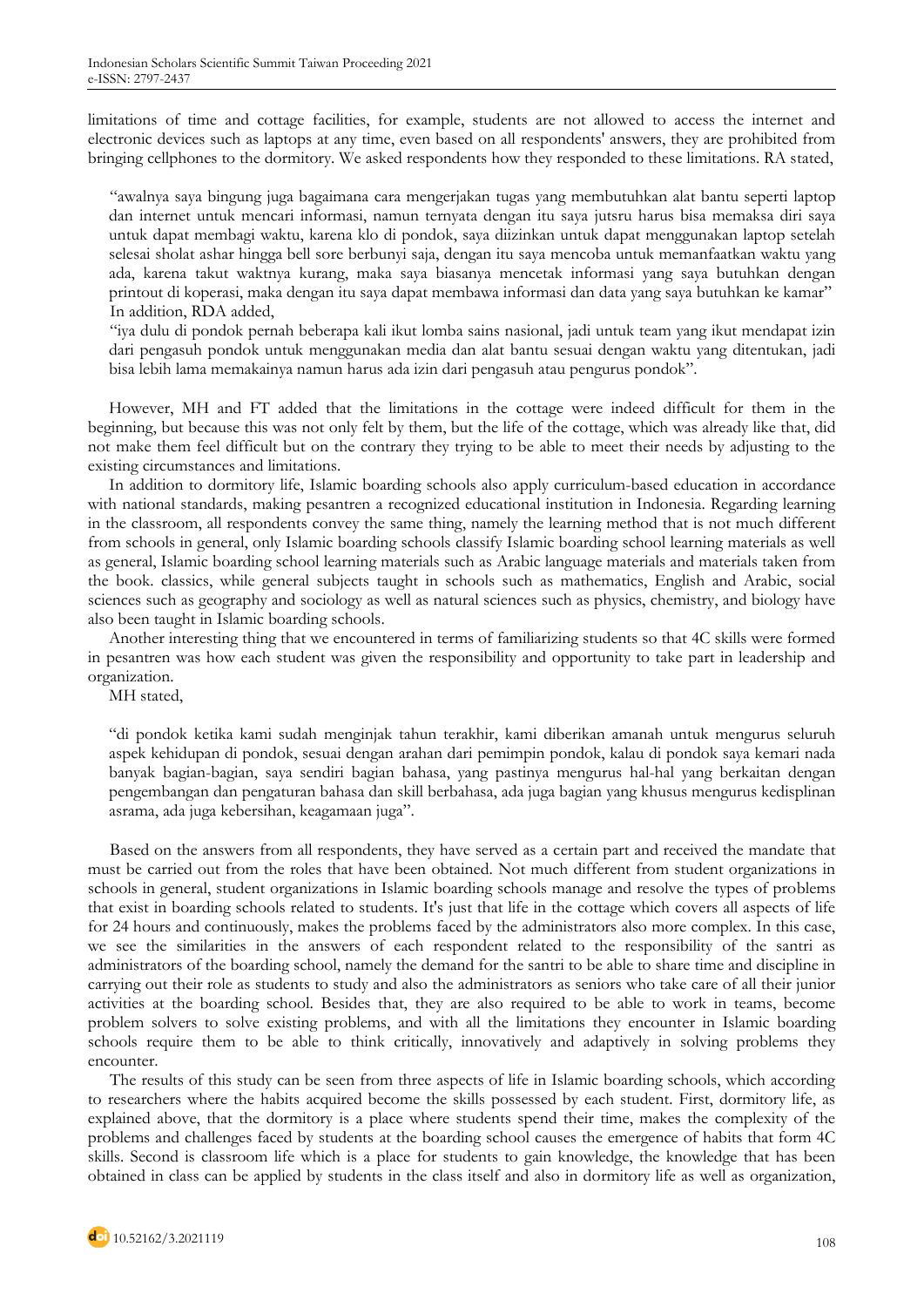limitations of time and cottage facilities, for example, students are not allowed to access the internet and electronic devices such as laptops at any time, even based on all respondents' answers, they are prohibited from bringing cellphones to the dormitory. We asked respondents how they responded to these limitations. RA stated,

> "awalnya saya bingung juga bagaimana cara mengerjakan tugas yang membutuhkan alat bantu seperti laptop dan internet untuk mencari informasi, namun ternyata dengan itu saya jutsru harus bisa memaksa diri saya untuk dapat membagi waktu, karena klo di pondok, saya diizinkan untuk dapat menggunakan laptop setelah selesai sholat ashar hingga bell sore berbunyi saja, dengan itu saya mencoba untuk memanfaatkan waktu yang ada, karena takut waktnya kurang, maka saya biasanya mencetak informasi yang saya butuhkan dengan printout di koperasi, maka dengan itu saya dapat membawa informasi dan data yang saya butuhkan ke kamar"
>
> In addition, RDA added,
>
> "iya dulu di pondok pernah beberapa kali ikut lomba sains nasional, jadi untuk team yang ikut mendapat izin dari pengasuh pondok untuk menggunakan media dan alat bantu sesuai dengan waktu yang ditentukan, jadi bisa lebih lama memakainya namun harus ada izin dari pengasuh atau pengurus pondok".

However, MH and FT added that the limitations in the cottage were indeed difficult for them in the beginning, but because this was not only felt by them, but the life of the cottage, which was already like that, did not make them feel difficult but on the contrary they trying to be able to meet their needs by adjusting to the existing circumstances and limitations.

In addition to dormitory life, Islamic boarding schools also apply curriculum-based education in accordance with national standards, making pesantren a recognized educational institution in Indonesia. Regarding learning in the classroom, all respondents convey the same thing, namely the learning method that is not much different from schools in general, only Islamic boarding schools classify Islamic boarding school learning materials as well as general, Islamic boarding school learning materials such as Arabic language materials and materials taken from the book. classics, while general subjects taught in schools such as mathematics, English and Arabic, social sciences such as geography and sociology as well as natural sciences such as physics, chemistry, and biology have also been taught in Islamic boarding schools.

Another interesting thing that we encountered in terms of familiarizing students so that 4C skills were formed in pesantren was how each student was given the responsibility and opportunity to take part in leadership and organization.

MH stated,

> "di pondok ketika kami sudah menginjak tahun terakhir, kami diberikan amanah untuk mengurus seluruh aspek kehidupan di pondok, sesuai dengan arahan dari pemimpin pondok, kalau di pondok saya kemari nada banyak bagian-bagian, saya sendiri bagian bahasa, yang pastinya mengurus hal-hal yang berkaitan dengan pengembangan dan pengaturan bahasa dan skill berbahasa, ada juga bagian yang khusus mengurus kedisplinan asrama, ada juga kebersihan, keagamaan juga".

Based on the answers from all respondents, they have served as a certain part and received the mandate that must be carried out from the roles that have been obtained. Not much different from student organizations in schools in general, student organizations in Islamic boarding schools manage and resolve the types of problems that exist in boarding schools related to students. It's just that life in the cottage which covers all aspects of life for 24 hours and continuously, makes the problems faced by the administrators also more complex. In this case, we see the similarities in the answers of each respondent related to the responsibility of the santri as administrators of the boarding school, namely the demand for the santri to be able to share time and discipline in carrying out their role as students to study and also the administrators as seniors who take care of all their junior activities at the boarding school. Besides that, they are also required to be able to work in teams, become problem solvers to solve existing problems, and with all the limitations they encounter in Islamic boarding schools require them to be able to think critically, innovatively and adaptively in solving problems they encounter.

The results of this study can be seen from three aspects of life in Islamic boarding schools, which according to researchers where the habits acquired become the skills possessed by each student. First, dormitory life, as explained above, that the dormitory is a place where students spend their time, makes the complexity of the problems and challenges faced by students at the boarding school causes the emergence of habits that form 4C skills. Second is classroom life which is a place for students to gain knowledge, the knowledge that has been obtained in class can be applied by students in the class itself and also in dormitory life as well as organization,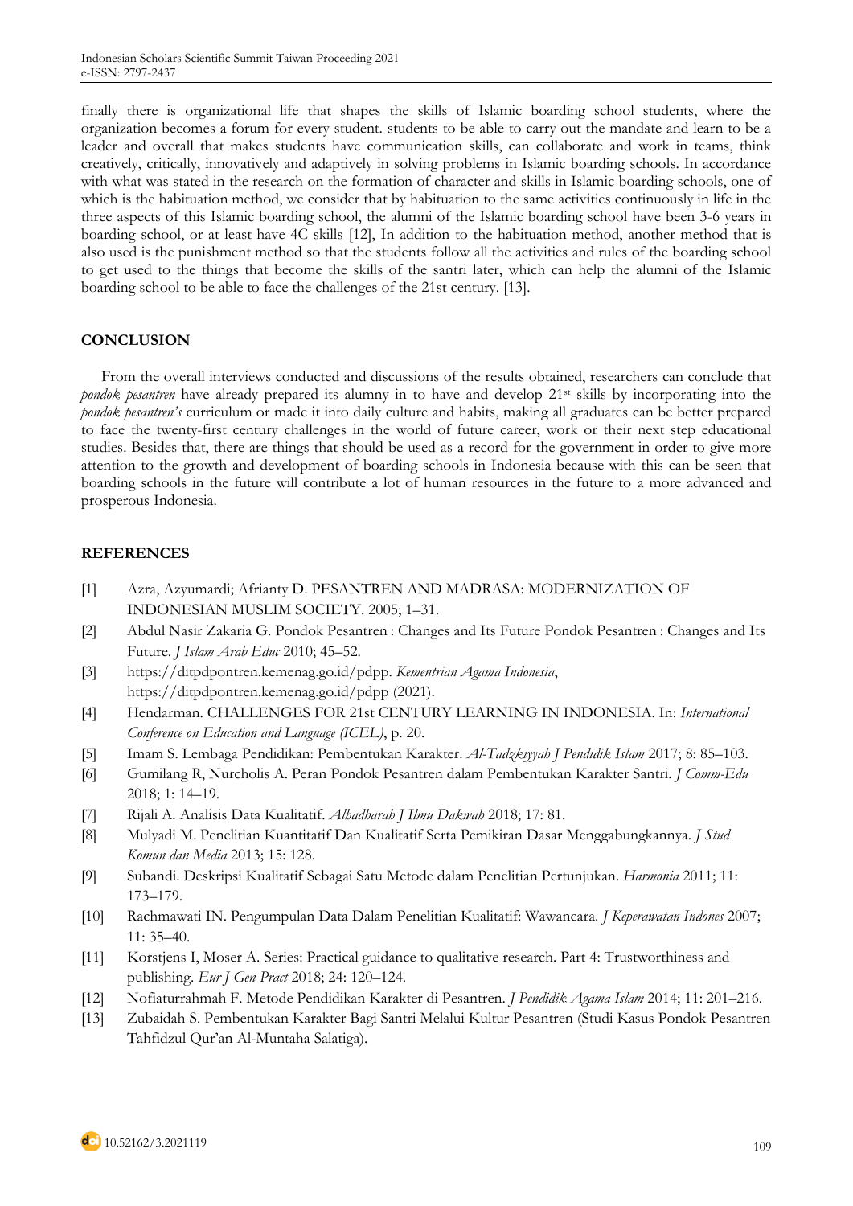finally there is organizational life that shapes the skills of Islamic boarding school students, where the organization becomes a forum for every student. students to be able to carry out the mandate and learn to be a leader and overall that makes students have communication skills, can collaborate and work in teams, think creatively, critically, innovatively and adaptively in solving problems in Islamic boarding schools. In accordance with what was stated in the research on the formation of character and skills in Islamic boarding schools, one of which is the habituation method, we consider that by habituation to the same activities continuously in life in the three aspects of this Islamic boarding school, the alumni of the Islamic boarding school have been 3-6 years in boarding school, or at least have 4C skills [12], In addition to the habituation method, another method that is also used is the punishment method so that the students follow all the activities and rules of the boarding school to get used to the things that become the skills of the santri later, which can help the alumni of the Islamic boarding school to be able to face the challenges of the 21st century. [13].

## CONCLUSION

From the overall interviews conducted and discussions of the results obtained, researchers can conclude that *pondok pesantren* have already prepared its alumny in to have and develop 21st skills by incorporating into the *pondok pesantren's* curriculum or made it into daily culture and habits, making all graduates can be better prepared to face the twenty-first century challenges in the world of future career, work or their next step educational studies. Besides that, there are things that should be used as a record for the government in order to give more attention to the growth and development of boarding schools in Indonesia because with this can be seen that boarding schools in the future will contribute a lot of human resources in the future to a more advanced and prosperous Indonesia.

## REFERENCES

[1] Azra, Azyumardi; Afrianty D. PESANTREN AND MADRASA: MODERNIZATION OF INDONESIAN MUSLIM SOCIETY. 2005; 1–31.

[2] Abdul Nasir Zakaria G. Pondok Pesantren : Changes and Its Future Pondok Pesantren : Changes and Its Future. *J Islam Arab Educ* 2010; 45–52.

[3] https://ditpdpontren.kemenag.go.id/pdpp. *Kementrian Agama Indonesia*, https://ditpdpontren.kemenag.go.id/pdpp (2021).

[4] Hendarman. CHALLENGES FOR 21st CENTURY LEARNING IN INDONESIA. In: *International Conference on Education and Language (ICEL)*, p. 20.

[5] Imam S. Lembaga Pendidikan: Pembentukan Karakter. *Al-Tadzkiyyah J Pendidik Islam* 2017; 8: 85–103.

[6] Gumilang R, Nurcholis A. Peran Pondok Pesantren dalam Pembentukan Karakter Santri. *J Comm-Edu* 2018; 1: 14–19.

[7] Rijali A. Analisis Data Kualitatif. *Alhadharah J Ilmu Dakwah* 2018; 17: 81.

[8] Mulyadi M. Penelitian Kuantitatif Dan Kualitatif Serta Pemikiran Dasar Menggabungkannya. *J Stud Komun dan Media* 2013; 15: 128.

[9] Subandi. Deskripsi Kualitatif Sebagai Satu Metode dalam Penelitian Pertunjukan. *Harmonia* 2011; 11: 173–179.

[10] Rachmawati IN. Pengumpulan Data Dalam Penelitian Kualitatif: Wawancara. *J Keperawatan Indones* 2007; 11: 35–40.

[11] Korstjens I, Moser A. Series: Practical guidance to qualitative research. Part 4: Trustworthiness and publishing. *Eur J Gen Pract* 2018; 24: 120–124.

[12] Nofiaturrahmah F. Metode Pendidikan Karakter di Pesantren. *J Pendidik Agama Islam* 2014; 11: 201–216.

[13] Zubaidah S. Pembentukan Karakter Bagi Santri Melalui Kultur Pesantren (Studi Kasus Pondok Pesantren Tahfidzul Qur'an Al-Muntaha Salatiga).